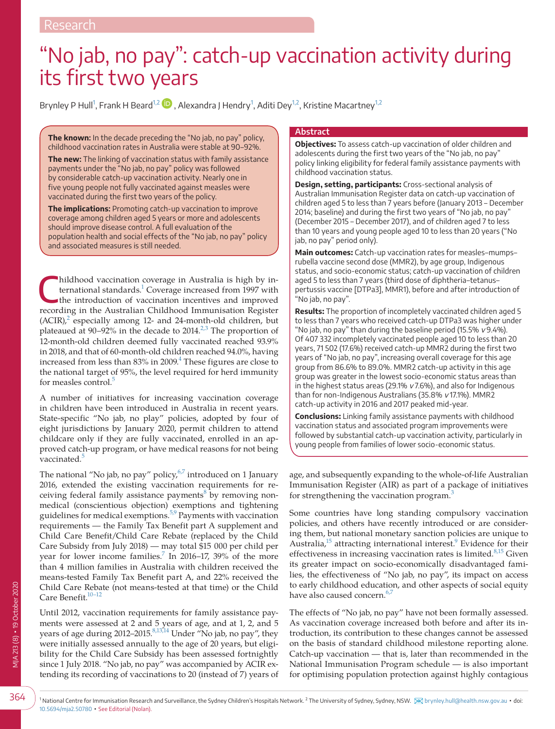Research

# "No jab, no pay": catch-up vaccination activity during its first two years

Brynley P Hull[1], Frank H Beard[1,2], Alexandra J Hendry[1], Aditi Dey[1,2], Kristine Macartney[1,2]

**The known:** In the decade preceding the "No jab, no pay" policy, childhood vaccination rates in Australia were stable at 90–92%.

**The new:** The linking of vaccination status with family assistance payments under the "No jab, no pay" policy was followed by considerable catch-up vaccination activity. Nearly one in five young people not fully vaccinated against measles were vaccinated during the first two years of the policy.

**The implications:** Promoting catch-up vaccination to improve coverage among children aged 5 years or more and adolescents should improve disease control. A full evaluation of the population health and social effects of the "No jab, no pay" policy and associated measures is still needed.

## Abstract

**Objectives:** To assess catch-up vaccination of older children and adolescents during the first two years of the "No jab, no pay" policy linking eligibility for federal family assistance payments with childhood vaccination status.

**Design, setting, participants:** Cross-sectional analysis of Australian Immunisation Register data on catch-up vaccination of children aged 5 to less than 7 years before (January 2013 – December 2014; baseline) and during the first two years of "No jab, no pay" (December 2015 – December 2017), and of children aged 7 to less than 10 years and young people aged 10 to less than 20 years ("No jab, no pay" period only).

**Main outcomes:** Catch-up vaccination rates for measles–mumps–rubella vaccine second dose (MMR2), by age group, Indigenous status, and socio-economic status; catch-up vaccination of children aged 5 to less than 7 years (third dose of diphtheria–tetanus–pertussis vaccine [DTPa3], MMR1), before and after introduction of "No jab, no pay".

**Results:** The proportion of incompletely vaccinated children aged 5 to less than 7 years who received catch-up DTPa3 was higher under "No jab, no pay" than during the baseline period (15.5% *v* 9.4%). Of 407 332 incompletely vaccinated people aged 10 to less than 20 years, 71 502 (17.6%) received catch-up MMR2 during the first two years of "No jab, no pay", increasing overall coverage for this age group from 86.6% to 89.0%. MMR2 catch-up activity in this age group was greater in the lowest socio-economic status areas than in the highest status areas (29.1% *v* 7.6%), and also for Indigenous than for non-Indigenous Australians (35.8% *v* 17.1%). MMR2 catch-up activity in 2016 and 2017 peaked mid-year.

**Conclusions:** Linking family assistance payments with childhood vaccination status and associated program improvements were followed by substantial catch-up vaccination activity, particularly in young people from families of lower socio-economic status.

Childhood vaccination coverage in Australia is high by international standards.[1] Coverage increased from 1997 with the introduction of vaccination incentives and improved recording in the Australian Childhood Immunisation Register (ACIR),[2] especially among 12- and 24-month-old children, but plateaued at 90–92% in the decade to 2014.[2,3] The proportion of 12-month-old children deemed fully vaccinated reached 93.9% in 2018, and that of 60-month-old children reached 94.0%, having increased from less than 83% in 2009.[4] These figures are close to the national target of 95%, the level required for herd immunity for measles control.[5]

A number of initiatives for increasing vaccination coverage in children have been introduced in Australia in recent years. State-specific "No jab, no play" policies, adopted by four of eight jurisdictions by January 2020, permit children to attend childcare only if they are fully vaccinated, enrolled in an approved catch-up program, or have medical reasons for not being vaccinated.[5]

The national "No jab, no pay" policy,[6,7] introduced on 1 January 2016, extended the existing vaccination requirements for receiving federal family assistance payments[8] by removing non-medical (conscientious objection) exemptions and tightening guidelines for medical exemptions.[5,9] Payments with vaccination requirements — the Family Tax Benefit part A supplement and Child Care Benefit/Child Care Rebate (replaced by the Child Care Subsidy from July 2018) — may total $15 000 per child per year for lower income families.[7] In 2016–17, 39% of the more than 4 million families in Australia with children received the means-tested Family Tax Benefit part A, and 22% received the Child Care Rebate (not means-tested at that time) or the Child Care Benefit.[10–12]

Until 2012, vaccination requirements for family assistance payments were assessed at 2 and 5 years of age, and at 1, 2, and 5 years of age during 2012–2015.[8,13,14] Under "No jab, no pay", they were initially assessed annually to the age of 20 years, but eligibility for the Child Care Subsidy has been assessed fortnightly since 1 July 2018. "No jab, no pay" was accompanied by ACIR extending its recording of vaccinations to 20 (instead of 7) years of age, and subsequently expanding to the whole-of-life Australian Immunisation Register (AIR) as part of a package of initiatives for strengthening the vaccination program.[3]

Some countries have long standing compulsory vaccination policies, and others have recently introduced or are considering them, but national monetary sanction policies are unique to Australia,[15] attracting international interest.[9] Evidence for their effectiveness in increasing vaccination rates is limited.[8,15] Given its greater impact on socio-economically disadvantaged families, the effectiveness of "No jab, no pay", its impact on access to early childhood education, and other aspects of social equity have also caused concern.[6,7]

The effects of "No jab, no pay" have not been formally assessed. As vaccination coverage increased both before and after its introduction, its contribution to these changes cannot be assessed on the basis of standard childhood milestone reporting alone. Catch-up vaccination — that is, later than recommended in the National Immunisation Program schedule — is also important for optimising population protection against highly contagious

[1] National Centre for Immunisation Research and Surveillance, the Sydney Children's Hospitals Network. [2] The University of Sydney, Sydney, NSW. brynley.hull@health.nsw.gov.au • doi: 10.5694/mja2.50780 • See Editorial (Nolan).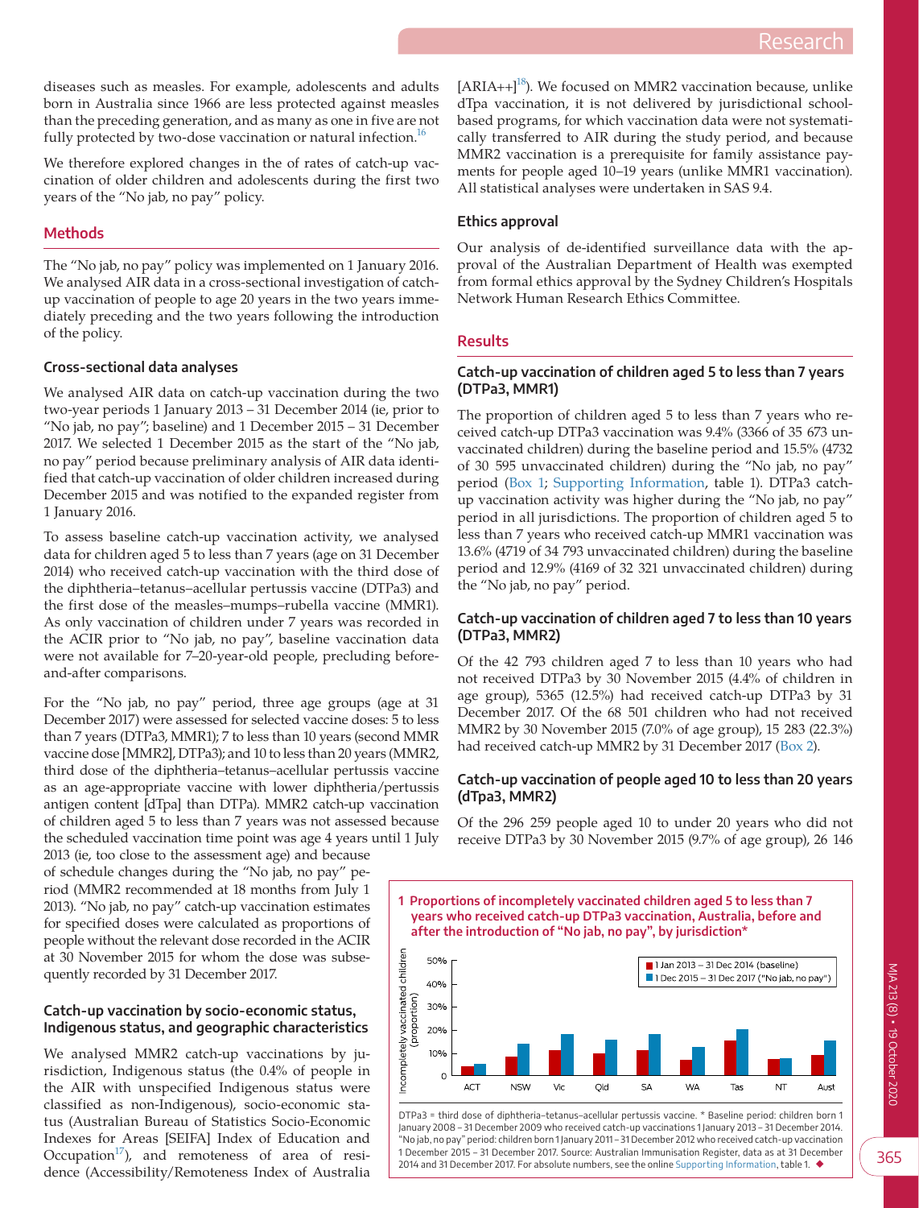diseases such as measles. For example, adolescents and adults born in Australia since 1966 are less protected against measles than the preceding generation, and as many as one in five are not fully protected by two-dose vaccination or natural infection.[16]

We therefore explored changes in the of rates of catch-up vaccination of older children and adolescents during the first two years of the "No jab, no pay" policy.

## Methods

The "No jab, no pay" policy was implemented on 1 January 2016. We analysed AIR data in a cross-sectional investigation of catch-up vaccination of people to age 20 years in the two years immediately preceding and the two years following the introduction of the policy.

### Cross-sectional data analyses

We analysed AIR data on catch-up vaccination during the two two-year periods 1 January 2013 – 31 December 2014 (ie, prior to "No jab, no pay"; baseline) and 1 December 2015 – 31 December 2017. We selected 1 December 2015 as the start of the "No jab, no pay" period because preliminary analysis of AIR data identified that catch-up vaccination of older children increased during December 2015 and was notified to the expanded register from 1 January 2016.

To assess baseline catch-up vaccination activity, we analysed data for children aged 5 to less than 7 years (age on 31 December 2014) who received catch-up vaccination with the third dose of the diphtheria–tetanus–acellular pertussis vaccine (DTPa3) and the first dose of the measles–mumps–rubella vaccine (MMR1). As only vaccination of children under 7 years was recorded in the ACIR prior to "No jab, no pay", baseline vaccination data were not available for 7–20-year-old people, precluding before-and-after comparisons.

For the "No jab, no pay" period, three age groups (age at 31 December 2017) were assessed for selected vaccine doses: 5 to less than 7 years (DTPa3, MMR1); 7 to less than 10 years (second MMR vaccine dose [MMR2], DTPa3); and 10 to less than 20 years (MMR2, third dose of the diphtheria–tetanus–acellular pertussis vaccine as an age-appropriate vaccine with lower diphtheria/pertussis antigen content [dTpa] than DTPa). MMR2 catch-up vaccination of children aged 5 to less than 7 years was not assessed because the scheduled vaccination time point was age 4 years until 1 July 2013 (ie, too close to the assessment age) and because of schedule changes during the "No jab, no pay" period (MMR2 recommended at 18 months from July 1 2013). "No jab, no pay" catch-up vaccination estimates for specified doses were calculated as proportions of people without the relevant dose recorded in the ACIR at 30 November 2015 for whom the dose was subsequently recorded by 31 December 2017.

### Catch-up vaccination by socio-economic status, Indigenous status, and geographic characteristics

We analysed MMR2 catch-up vaccinations by jurisdiction, Indigenous status (the 0.4% of people in the AIR with unspecified Indigenous status were classified as non-Indigenous), socio-economic status (Australian Bureau of Statistics Socio-Economic Indexes for Areas [SEIFA] Index of Education and Occupation[17]), and remoteness of area of residence (Accessibility/Remoteness Index of Australia [ARIA++][18]). We focused on MMR2 vaccination because, unlike dTpa vaccination, it is not delivered by jurisdictional school-based programs, for which vaccination data were not systematically transferred to AIR during the study period, and because MMR2 vaccination is a prerequisite for family assistance payments for people aged 10–19 years (unlike MMR1 vaccination). All statistical analyses were undertaken in SAS 9.4.

### Ethics approval

Our analysis of de-identified surveillance data with the approval of the Australian Department of Health was exempted from formal ethics approval by the Sydney Children's Hospitals Network Human Research Ethics Committee.

## Results

### Catch-up vaccination of children aged 5 to less than 7 years (DTPa3, MMR1)

The proportion of children aged 5 to less than 7 years who received catch-up DTPa3 vaccination was 9.4% (3366 of 35 673 unvaccinated children) during the baseline period and 15.5% (4732 of 30 595 unvaccinated children) during the "No jab, no pay" period (Box 1; Supporting Information, table 1). DTPa3 catch-up vaccination activity was higher during the "No jab, no pay" period in all jurisdictions. The proportion of children aged 5 to less than 7 years who received catch-up MMR1 vaccination was 13.6% (4719 of 34 793 unvaccinated children) during the baseline period and 12.9% (4169 of 32 321 unvaccinated children) during the "No jab, no pay" period.

### Catch-up vaccination of children aged 7 to less than 10 years (DTPa3, MMR2)

Of the 42 793 children aged 7 to less than 10 years who had not received DTPa3 by 30 November 2015 (4.4% of children in age group), 5365 (12.5%) had received catch-up DTPa3 by 31 December 2017. Of the 68 501 children who had not received MMR2 by 30 November 2015 (7.0% of age group), 15 283 (22.3%) had received catch-up MMR2 by 31 December 2017 (Box 2).

### Catch-up vaccination of people aged 10 to less than 20 years (dTpa3, MMR2)

Of the 296 259 people aged 10 to under 20 years who did not receive DTPa3 by 30 November 2015 (9.7% of age group), 26 146

**1 Proportions of incompletely vaccinated children aged 5 to less than 7 years who received catch-up DTPa3 vaccination, Australia, before and after the introduction of "No jab, no pay", by jurisdiction***

DTPa3 = third dose of diphtheria–tetanus–acellular pertussis vaccine. * Baseline period: children born 1 January 2008 – 31 December 2009 who received catch-up vaccinations 1 January 2013 – 31 December 2014. "No jab, no pay" period: children born 1 January 2011 – 31 December 2012 who received catch-up vaccination 1 December 2015 – 31 December 2017. Source: Australian Immunisation Register, data as at 31 December 2014 and 31 December 2017. For absolute numbers, see the online Supporting Information, table 1. ◆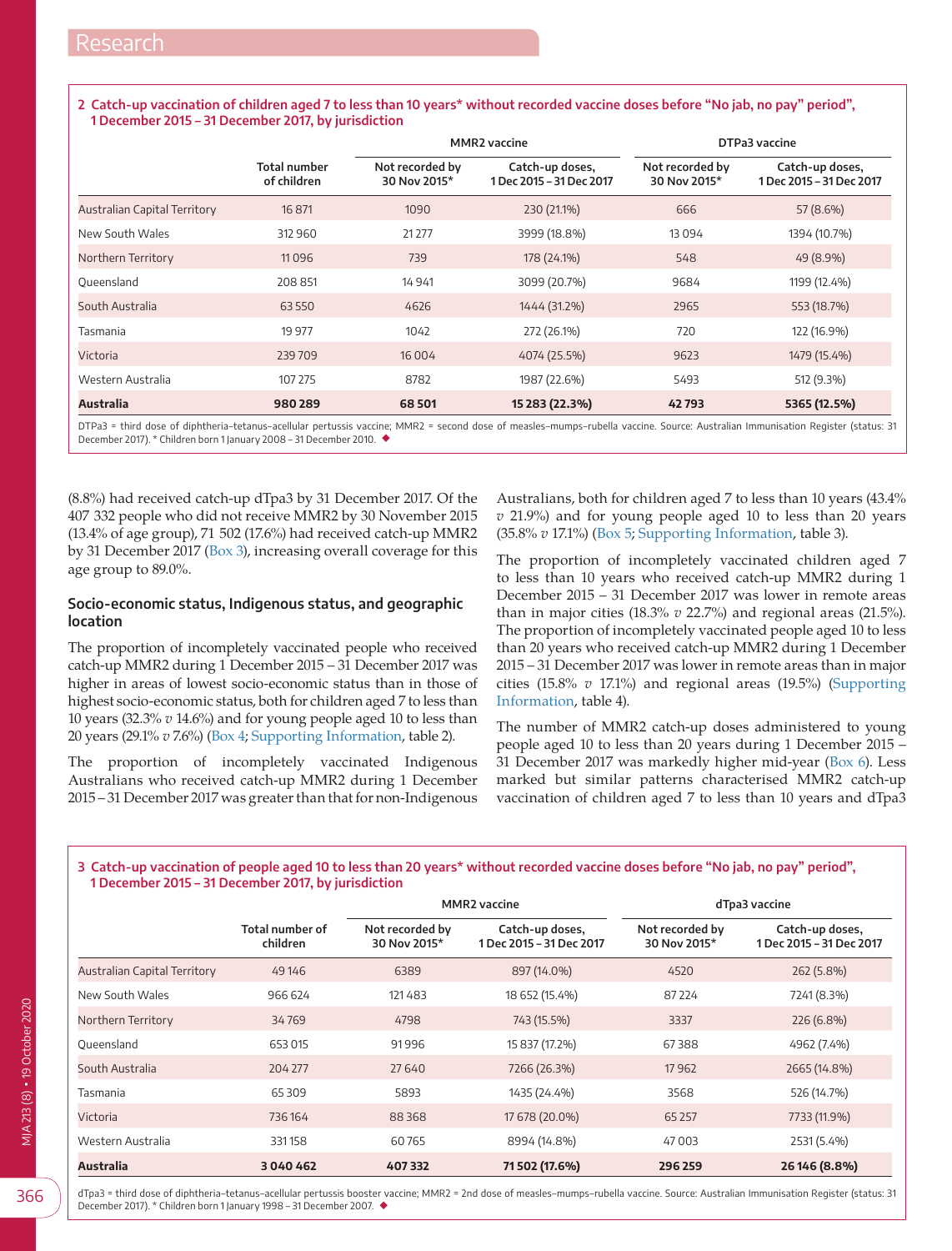**2 Catch-up vaccination of children aged 7 to less than 10 years* without recorded vaccine doses before "No jab, no pay" period", 1 December 2015 – 31 December 2017, by jurisdiction**

| | Total number of children | MMR2 vaccine | | DTPa3 vaccine | |
|---|---|---|---|---|---|
| | | Not recorded by 30 Nov 2015* | Catch-up doses, 1 Dec 2015 – 31 Dec 2017 | Not recorded by 30 Nov 2015* | Catch-up doses, 1 Dec 2015 – 31 Dec 2017 |
| Australian Capital Territory | 16 871 | 1090 | 230 (21.1%) | 666 | 57 (8.6%) |
| New South Wales | 312 960 | 21 277 | 3999 (18.8%) | 13 094 | 1394 (10.7%) |
| Northern Territory | 11 096 | 739 | 178 (24.1%) | 548 | 49 (8.9%) |
| Queensland | 208 851 | 14 941 | 3099 (20.7%) | 9684 | 1199 (12.4%) |
| South Australia | 63 550 | 4626 | 1444 (31.2%) | 2965 | 553 (18.7%) |
| Tasmania | 19 977 | 1042 | 272 (26.1%) | 720 | 122 (16.9%) |
| Victoria | 239 709 | 16 004 | 4074 (25.5%) | 9623 | 1479 (15.4%) |
| Western Australia | 107 275 | 8782 | 1987 (22.6%) | 5493 | 512 (9.3%) |
| **Australia** | **980 289** | **68 501** | **15 283 (22.3%)** | **42 793** | **5365 (12.5%)** |

DTPa3 = third dose of diphtheria–tetanus–acellular pertussis vaccine; MMR2 = second dose of measles–mumps–rubella vaccine. Source: Australian Immunisation Register (status: 31 December 2017). * Children born 1 January 2008 – 31 December 2010. ◆

(8.8%) had received catch-up dTpa3 by 31 December 2017. Of the 407 332 people who did not receive MMR2 by 30 November 2015 (13.4% of age group), 71 502 (17.6%) had received catch-up MMR2 by 31 December 2017 (Box 3), increasing overall coverage for this age group to 89.0%.

### Socio-economic status, Indigenous status, and geographic location

The proportion of incompletely vaccinated people who received catch-up MMR2 during 1 December 2015 – 31 December 2017 was higher in areas of lowest socio-economic status than in those of highest socio-economic status, both for children aged 7 to less than 10 years (32.3% *v* 14.6%) and for young people aged 10 to less than 20 years (29.1% *v* 7.6%) (Box 4; Supporting Information, table 2).

The proportion of incompletely vaccinated Indigenous Australians who received catch-up MMR2 during 1 December 2015 – 31 December 2017 was greater than that for non-Indigenous Australians, both for children aged 7 to less than 10 years (43.4% *v* 21.9%) and for young people aged 10 to less than 20 years (35.8% *v* 17.1%) (Box 5; Supporting Information, table 3).

The proportion of incompletely vaccinated children aged 7 to less than 10 years who received catch-up MMR2 during 1 December 2015 – 31 December 2017 was lower in remote areas than in major cities (18.3% *v* 22.7%) and regional areas (21.5%). The proportion of incompletely vaccinated people aged 10 to less than 20 years who received catch-up MMR2 during 1 December 2015 – 31 December 2017 was lower in remote areas than in major cities (15.8% *v* 17.1%) and regional areas (19.5%) (Supporting Information, table 4).

The number of MMR2 catch-up doses administered to young people aged 10 to less than 20 years during 1 December 2015 – 31 December 2017 was markedly higher mid-year (Box 6). Less marked but similar patterns characterised MMR2 catch-up vaccination of children aged 7 to less than 10 years and dTpa3

**3 Catch-up vaccination of people aged 10 to less than 20 years* without recorded vaccine doses before "No jab, no pay" period", 1 December 2015 – 31 December 2017, by jurisdiction**

| | Total number of children | MMR2 vaccine | | dTpa3 vaccine | |
|---|---|---|---|---|---|
| | | Not recorded by 30 Nov 2015* | Catch-up doses, 1 Dec 2015 – 31 Dec 2017 | Not recorded by 30 Nov 2015* | Catch-up doses, 1 Dec 2015 – 31 Dec 2017 |
| Australian Capital Territory | 49 146 | 6389 | 897 (14.0%) | 4520 | 262 (5.8%) |
| New South Wales | 966 624 | 121 483 | 18 652 (15.4%) | 87 224 | 7241 (8.3%) |
| Northern Territory | 34 769 | 4798 | 743 (15.5%) | 3337 | 226 (6.8%) |
| Queensland | 653 015 | 91 996 | 15 837 (17.2%) | 67 388 | 4962 (7.4%) |
| South Australia | 204 277 | 27 640 | 7266 (26.3%) | 17 962 | 2665 (14.8%) |
| Tasmania | 65 309 | 5893 | 1435 (24.4%) | 3568 | 526 (14.7%) |
| Victoria | 736 164 | 88 368 | 17 678 (20.0%) | 65 257 | 7733 (11.9%) |
| Western Australia | 331 158 | 60 765 | 8994 (14.8%) | 47 003 | 2531 (5.4%) |
| **Australia** | **3 040 462** | **407 332** | **71 502 (17.6%)** | **296 259** | **26 146 (8.8%)** |

dTpa3 = third dose of diphtheria–tetanus–acellular pertussis booster vaccine; MMR2 = 2nd dose of measles–mumps–rubella vaccine. Source: Australian Immunisation Register (status: 31 December 2017). * Children born 1 January 1998 – 31 December 2007. ◆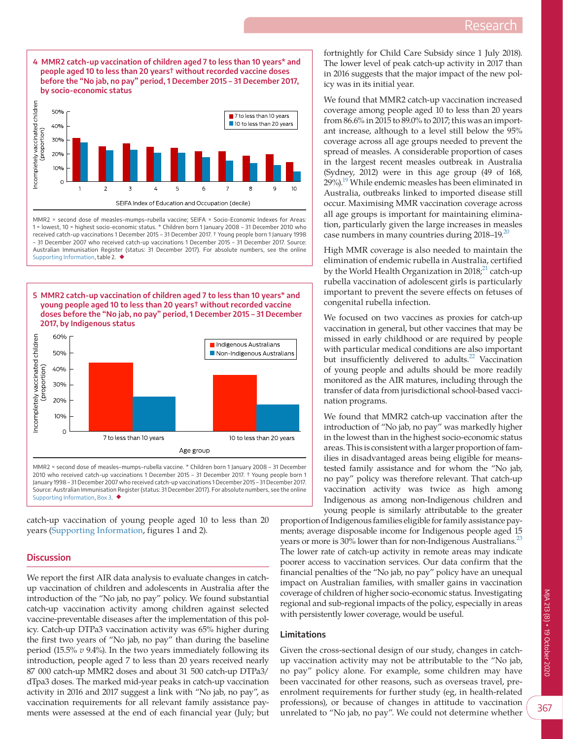**4 MMR2 catch-up vaccination of children aged 7 to less than 10 years* and people aged 10 to less than 20 years† without recorded vaccine doses before the "No jab, no pay" period, 1 December 2015 – 31 December 2017, by socio-economic status**

MMR2 = second dose of measles–mumps–rubella vaccine; SEIFA = Socio-Economic Indexes for Areas: 1 = lowest, 10 = highest socio-economic status. * Children born 1 January 2008 – 31 December 2010 who received catch-up vaccinations 1 December 2015 – 31 December 2017. † Young people born 1 January 1998 – 31 December 2007 who received catch-up vaccinations 1 December 2015 – 31 December 2017. Source: Australian Immunisation Register (status: 31 December 2017). For absolute numbers, see the online Supporting Information, table 2. ◆

**5 MMR2 catch-up vaccination of children aged 7 to less than 10 years* and young people aged 10 to less than 20 years† without recorded vaccine doses before the "No jab, no pay" period, 1 December 2015 – 31 December 2017, by Indigenous status**

MMR2 = second dose of measles–mumps–rubella vaccine. * Children born 1 January 2008 – 31 December 2010 who received catch-up vaccinations 1 December 2015 – 31 December 2017. † Young people born 1 January 1998 – 31 December 2007 who received catch-up vaccinations 1 December 2015 – 31 December 2017. Source: Australian Immunisation Register (status: 31 December 2017). For absolute numbers, see the online Supporting Information, Box 3. ◆

catch-up vaccination of young people aged 10 to less than 20 years (Supporting Information, figures 1 and 2).

## Discussion

We report the first AIR data analysis to evaluate changes in catch-up vaccination of children and adolescents in Australia after the introduction of the "No jab, no pay" policy. We found substantial catch-up vaccination activity among children against selected vaccine-preventable diseases after the implementation of this policy. Catch-up DTPa3 vaccination activity was 65% higher during the first two years of "No jab, no pay" than during the baseline period (15.5% *v* 9.4%). In the two years immediately following its introduction, people aged 7 to less than 20 years received nearly 87 000 catch-up MMR2 doses and about 31 500 catch-up DTPa3/dTpa3 doses. The marked mid-year peaks in catch-up vaccination activity in 2016 and 2017 suggest a link with "No jab, no pay", as vaccination requirements for all relevant family assistance payments were assessed at the end of each financial year (July; but fortnightly for Child Care Subsidy since 1 July 2018). The lower level of peak catch-up activity in 2017 than in 2016 suggests that the major impact of the new policy was in its initial year.

We found that MMR2 catch-up vaccination increased coverage among people aged 10 to less than 20 years from 86.6% in 2015 to 89.0% to 2017; this was an important increase, although to a level still below the 95% coverage across all age groups needed to prevent the spread of measles. A considerable proportion of cases in the largest recent measles outbreak in Australia (Sydney, 2012) were in this age group (49 of 168, 29%).[19] While endemic measles has been eliminated in Australia, outbreaks linked to imported disease still occur. Maximising MMR vaccination coverage across all age groups is important for maintaining elimination, particularly given the large increases in measles case numbers in many countries during 2018–19.[20]

High MMR coverage is also needed to maintain the elimination of endemic rubella in Australia, certified by the World Health Organization in 2018;[21] catch-up rubella vaccination of adolescent girls is particularly important to prevent the severe effects on fetuses of congenital rubella infection.

We focused on two vaccines as proxies for catch-up vaccination in general, but other vaccines that may be missed in early childhood or are required by people with particular medical conditions are also important but insufficiently delivered to adults.[22] Vaccination of young people and adults should be more readily monitored as the AIR matures, including through the transfer of data from jurisdictional school-based vaccination programs.

We found that MMR2 catch-up vaccination after the introduction of "No jab, no pay" was markedly higher in the lowest than in the highest socio-economic status areas. This is consistent with a larger proportion of families in disadvantaged areas being eligible for means-tested family assistance and for whom the "No jab, no pay" policy was therefore relevant. That catch-up vaccination activity was twice as high among Indigenous as among non-Indigenous children and young people is similarly attributable to the greater proportion of Indigenous families eligible for family assistance payments; average disposable income for Indigenous people aged 15 years or more is 30% lower than for non-Indigenous Australians.[23] The lower rate of catch-up activity in remote areas may indicate poorer access to vaccination services. Our data confirm that the financial penalties of the "No jab, no pay" policy have an unequal impact on Australian families, with smaller gains in vaccination coverage of children of higher socio-economic status. Investigating regional and sub-regional impacts of the policy, especially in areas with persistently lower coverage, would be useful.

### Limitations

Given the cross-sectional design of our study, changes in catch-up vaccination activity may not be attributable to the "No jab, no pay" policy alone. For example, some children may have been vaccinated for other reasons, such as overseas travel, pre-enrolment requirements for further study (eg, in health-related professions), or because of changes in attitude to vaccination unrelated to "No jab, no pay". We could not determine whether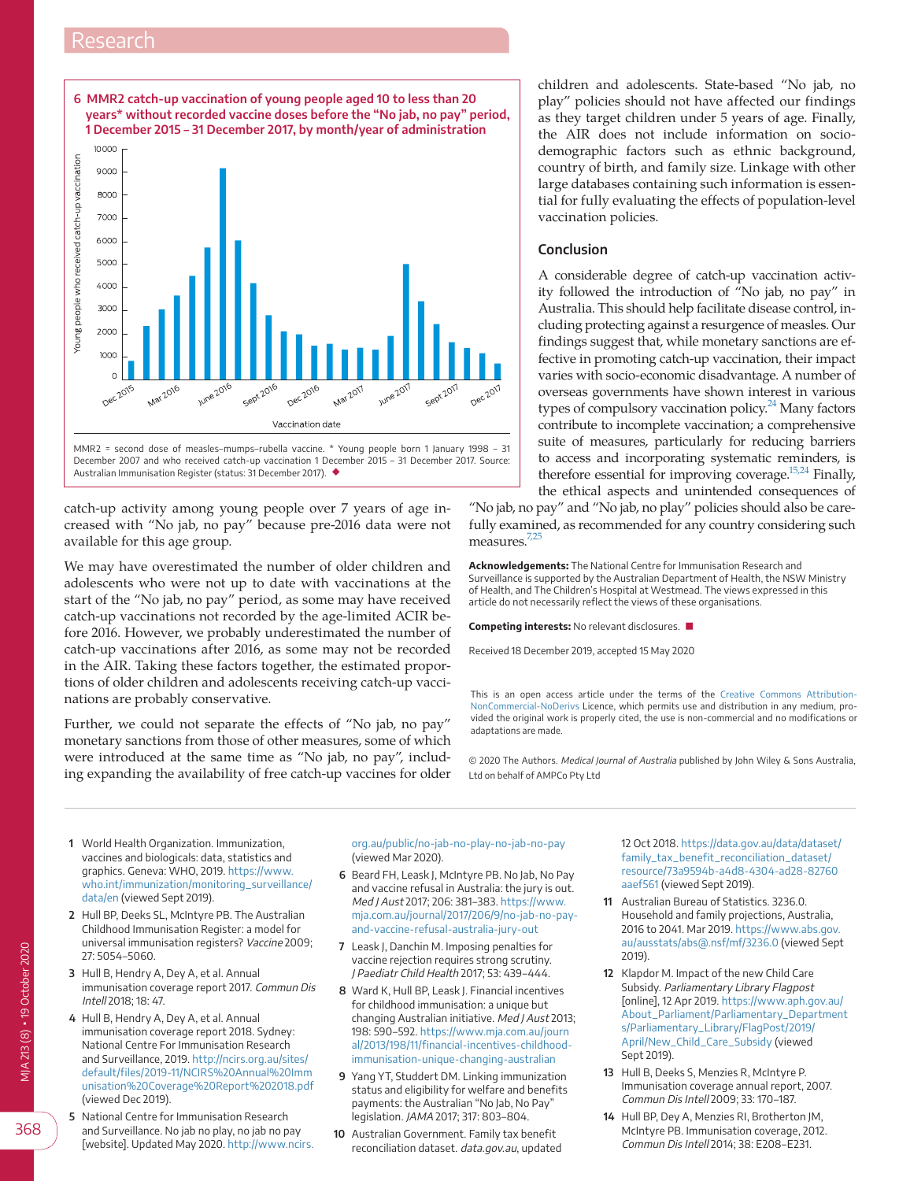**6 MMR2 catch-up vaccination of young people aged 10 to less than 20 years* without recorded vaccine doses before the "No jab, no pay" period, 1 December 2015 – 31 December 2017, by month/year of administration**

MMR2 = second dose of measles–mumps–rubella vaccine. * Young people born 1 January 1998 – 31 December 2007 and who received catch-up vaccination 1 December 2015 – 31 December 2017. Source: Australian Immunisation Register (status: 31 December 2017). ◆

catch-up activity among young people over 7 years of age increased with "No jab, no pay" because pre-2016 data were not available for this age group.

We may have overestimated the number of older children and adolescents who were not up to date with vaccinations at the start of the "No jab, no pay" period, as some may have received catch-up vaccinations not recorded by the age-limited ACIR before 2016. However, we probably underestimated the number of catch-up vaccinations after 2016, as some may not be recorded in the AIR. Taking these factors together, the estimated proportions of older children and adolescents receiving catch-up vaccinations are probably conservative.

Further, we could not separate the effects of "No jab, no pay" monetary sanctions from those of other measures, some of which were introduced at the same time as "No jab, no pay", including expanding the availability of free catch-up vaccines for older children and adolescents. State-based "No jab, no play" policies should not have affected our findings as they target children under 5 years of age. Finally, the AIR does not include information on socio-demographic factors such as ethnic background, country of birth, and family size. Linkage with other large databases containing such information is essential for fully evaluating the effects of population-level vaccination policies.

## Conclusion

A considerable degree of catch-up vaccination activity followed the introduction of "No jab, no pay" in Australia. This should help facilitate disease control, including protecting against a resurgence of measles. Our findings suggest that, while monetary sanctions are effective in promoting catch-up vaccination, their impact varies with socio-economic disadvantage. A number of overseas governments have shown interest in various types of compulsory vaccination policy.[24] Many factors contribute to incomplete vaccination; a comprehensive suite of measures, particularly for reducing barriers to access and incorporating systematic reminders, is therefore essential for improving coverage.[15,24] Finally, the ethical aspects and unintended consequences of "No jab, no pay" and "No jab, no play" policies should also be carefully examined, as recommended for any country considering such measures.[7,25]

**Acknowledgements:** The National Centre for Immunisation Research and Surveillance is supported by the Australian Department of Health, the NSW Ministry of Health, and The Children's Hospital at Westmead. The views expressed in this article do not necessarily reflect the views of these organisations.

**Competing interests:** No relevant disclosures. ■

Received 18 December 2019, accepted 15 May 2020

This is an open access article under the terms of the Creative Commons Attribution-NonCommercial-NoDerivs Licence, which permits use and distribution in any medium, provided the original work is properly cited, the use is non-commercial and no modifications or adaptations are made.

© 2020 The Authors. *Medical Journal of Australia* published by John Wiley & Sons Australia, Ltd on behalf of AMPCo Pty Ltd

1. World Health Organization. Immunization, vaccines and biologicals: data, statistics and graphics. Geneva: WHO, 2019. https://www.who.int/immunization/monitoring_surveillance/data/en (viewed Sept 2019).
2. Hull BP, Deeks SL, McIntyre PB. The Australian Childhood Immunisation Register: a model for universal immunisation registers? *Vaccine* 2009; 27: 5054–5060.
3. Hull B, Hendry A, Dey A, et al. Annual immunisation coverage report 2017. *Commun Dis Intell* 2018; 18: 47.
4. Hull B, Hendry A, Dey A, et al. Annual immunisation coverage report 2018. Sydney: National Centre For Immunisation Research and Surveillance, 2019. http://ncirs.org.au/sites/default/files/2019-11/NCIRS%20Annual%20Immunisation%20Coverage%20Report%202018.pdf (viewed Dec 2019).
5. National Centre for Immunisation Research and Surveillance. No jab no play, no jab no pay [website]. Updated May 2020. http://www.ncirs.org.au/public/no-jab-no-play-no-jab-no-pay (viewed Mar 2020).
6. Beard FH, Leask J, McIntyre PB. No Jab, No Pay and vaccine refusal in Australia: the jury is out. *Med J Aust* 2017; 206: 381–383. https://www.mja.com.au/journal/2017/206/9/no-jab-no-pay-and-vaccine-refusal-australia-jury-out
7. Leask J, Danchin M. Imposing penalties for vaccine rejection requires strong scrutiny. *J Paediatr Child Health* 2017; 53: 439–444.
8. Ward K, Hull BP, Leask J. Financial incentives for childhood immunisation: a unique but changing Australian initiative. *Med J Aust* 2013; 198: 590–592. https://www.mja.com.au/journal/2013/198/11/financial-incentives-childhood-immunisation-unique-changing-australian
9. Yang YT, Studdert DM. Linking immunization status and eligibility for welfare and benefits payments: the Australian "No Jab, No Pay" legislation. *JAMA* 2017; 317: 803–804.
10. Australian Government. Family tax benefit reconciliation dataset. *data.gov.au*, updated 12 Oct 2018. https://data.gov.au/data/dataset/family_tax_benefit_reconciliation_dataset/resource/73a9594b-a4d8-4304-ad28-82760aaef561 (viewed Sept 2019).
11. Australian Bureau of Statistics. 3236.0. Household and family projections, Australia, 2016 to 2041. Mar 2019. https://www.abs.gov.au/ausstats/abs@.nsf/mf/3236.0 (viewed Sept 2019).
12. Klapdor M. Impact of the new Child Care Subsidy. *Parliamentary Library Flagpost* [online], 12 Apr 2019. https://www.aph.gov.au/About_Parliament/Parliamentary_Departments/Parliamentary_Library/FlagPost/2019/April/New_Child_Care_Subsidy (viewed Sept 2019).
13. Hull B, Deeks S, Menzies R, McIntyre P. Immunisation coverage annual report, 2007. *Commun Dis Intell* 2009; 33: 170–187.
14. Hull BP, Dey A, Menzies RI, Brotherton JM, McIntyre PB. Immunisation coverage, 2012. *Commun Dis Intell* 2014; 38: E208–E231.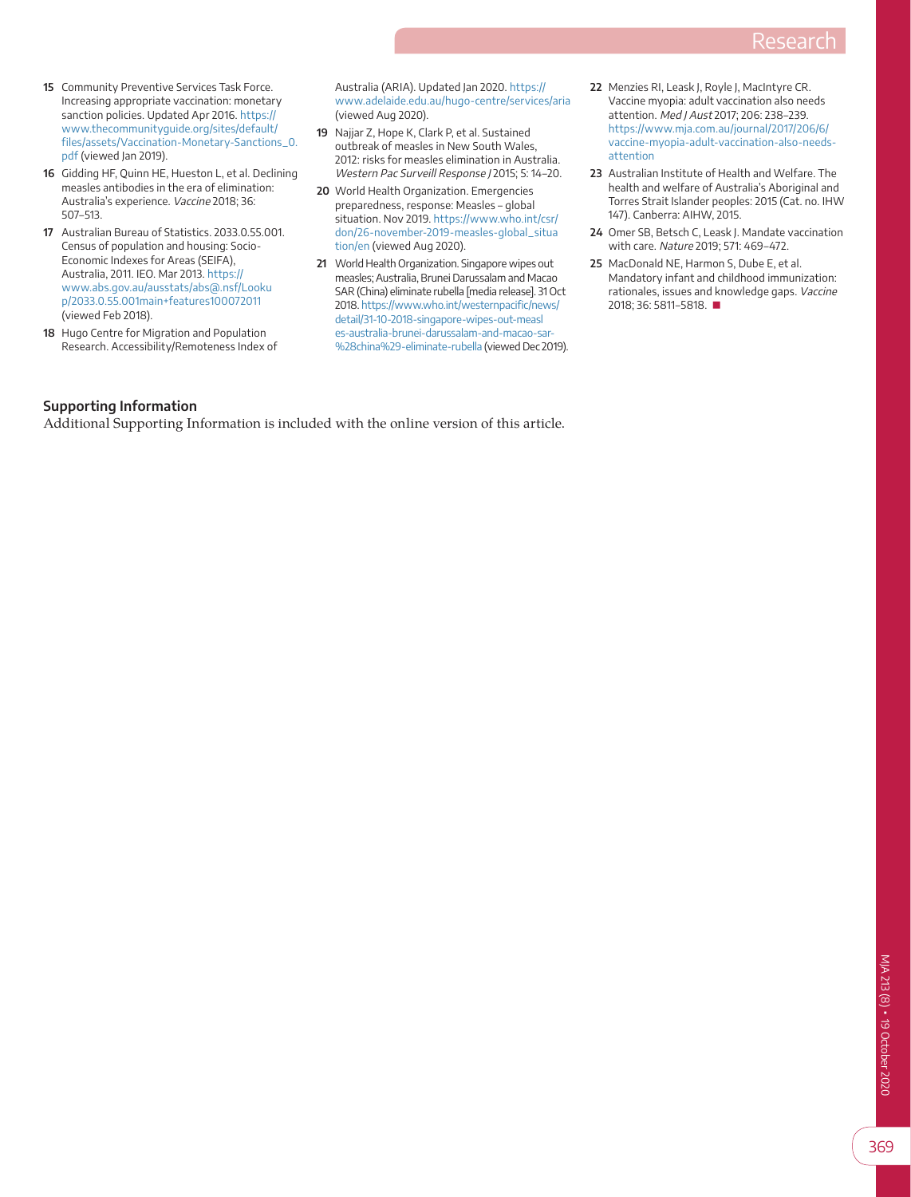15 Community Preventive Services Task Force. Increasing appropriate vaccination: monetary sanction policies. Updated Apr 2016. https://www.thecommunityguide.org/sites/default/files/assets/Vaccination-Monetary-Sanctions_0.pdf (viewed Jan 2019).

16 Gidding HF, Quinn HE, Hueston L, et al. Declining measles antibodies in the era of elimination: Australia's experience. *Vaccine* 2018; 36: 507–513.

17 Australian Bureau of Statistics. 2033.0.55.001. Census of population and housing: Socio-Economic Indexes for Areas (SEIFA), Australia, 2011. IEO. Mar 2013. https://www.abs.gov.au/ausstats/abs@.nsf/Lookup/2033.0.55.001main+features100072011 (viewed Feb 2018).

18 Hugo Centre for Migration and Population Research. Accessibility/Remoteness Index of Australia (ARIA). Updated Jan 2020. https://www.adelaide.edu.au/hugo-centre/services/aria (viewed Aug 2020).

19 Najjar Z, Hope K, Clark P, et al. Sustained outbreak of measles in New South Wales, 2012: risks for measles elimination in Australia. *Western Pac Surveill Response J* 2015; 5: 14–20.

20 World Health Organization. Emergencies preparedness, response: Measles – global situation. Nov 2019. https://www.who.int/csr/don/26-november-2019-measles-global_situation/en (viewed Aug 2020).

21 World Health Organization. Singapore wipes out measles; Australia, Brunei Darussalam and Macao SAR (China) eliminate rubella [media release]. 31 Oct 2018. https://www.who.int/westernpacific/news/detail/31-10-2018-singapore-wipes-out-measles-australia-brunei-darussalam-and-macao-sar-%28china%29-eliminate-rubella (viewed Dec 2019).

22 Menzies RI, Leask J, Royle J, MacIntyre CR. Vaccine myopia: adult vaccination also needs attention. *Med J Aust* 2017; 206: 238–239. https://www.mja.com.au/journal/2017/206/6/vaccine-myopia-adult-vaccination-also-needs-attention

23 Australian Institute of Health and Welfare. The health and welfare of Australia's Aboriginal and Torres Strait Islander peoples: 2015 (Cat. no. IHW 147). Canberra: AIHW, 2015.

24 Omer SB, Betsch C, Leask J. Mandate vaccination with care. *Nature* 2019; 571: 469–472.

25 MacDonald NE, Harmon S, Dube E, et al. Mandatory infant and childhood immunization: rationales, issues and knowledge gaps. *Vaccine* 2018; 36: 5811–5818. ■

## Supporting Information

Additional Supporting Information is included with the online version of this article.